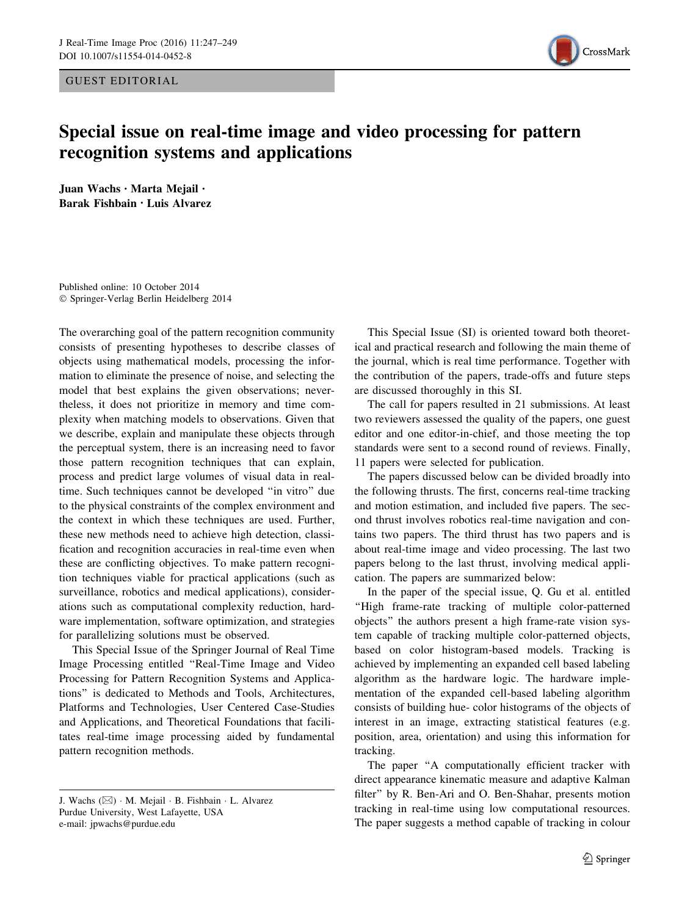GUEST EDITORIAL

# Special issue on real-time image and video processing for pattern recognition systems and applications

**Juan Wachs · Marta Mejail · Barak Fishbain · Luis Alvarez**

Published online: 10 October 2014
© Springer-Verlag Berlin Heidelberg 2014

The overarching goal of the pattern recognition community consists of presenting hypotheses to describe classes of objects using mathematical models, processing the information to eliminate the presence of noise, and selecting the model that best explains the given observations; nevertheless, it does not prioritize in memory and time complexity when matching models to observations. Given that we describe, explain and manipulate these objects through the perceptual system, there is an increasing need to favor those pattern recognition techniques that can explain, process and predict large volumes of visual data in real-time. Such techniques cannot be developed "in vitro" due to the physical constraints of the complex environment and the context in which these techniques are used. Further, these new methods need to achieve high detection, classification and recognition accuracies in real-time even when these are conflicting objectives. To make pattern recognition techniques viable for practical applications (such as surveillance, robotics and medical applications), considerations such as computational complexity reduction, hardware implementation, software optimization, and strategies for parallelizing solutions must be observed.

This Special Issue of the Springer Journal of Real Time Image Processing entitled "Real-Time Image and Video Processing for Pattern Recognition Systems and Applications" is dedicated to Methods and Tools, Architectures, Platforms and Technologies, User Centered Case-Studies and Applications, and Theoretical Foundations that facilitates real-time image processing aided by fundamental pattern recognition methods.

J. Wachs (✉) · M. Mejail · B. Fishbain · L. Alvarez
Purdue University, West Lafayette, USA
e-mail: jpwachs@purdue.edu

This Special Issue (SI) is oriented toward both theoretical and practical research and following the main theme of the journal, which is real time performance. Together with the contribution of the papers, trade-offs and future steps are discussed thoroughly in this SI.

The call for papers resulted in 21 submissions. At least two reviewers assessed the quality of the papers, one guest editor and one editor-in-chief, and those meeting the top standards were sent to a second round of reviews. Finally, 11 papers were selected for publication.

The papers discussed below can be divided broadly into the following thrusts. The first, concerns real-time tracking and motion estimation, and included five papers. The second thrust involves robotics real-time navigation and contains two papers. The third thrust has two papers and is about real-time image and video processing. The last two papers belong to the last thrust, involving medical application. The papers are summarized below:

In the paper of the special issue, Q. Gu et al. entitled "High frame-rate tracking of multiple color-patterned objects" the authors present a high frame-rate vision system capable of tracking multiple color-patterned objects, based on color histogram-based models. Tracking is achieved by implementing an expanded cell based labeling algorithm as the hardware logic. The hardware implementation of the expanded cell-based labeling algorithm consists of building hue- color histograms of the objects of interest in an image, extracting statistical features (e.g. position, area, orientation) and using this information for tracking.

The paper "A computationally efficient tracker with direct appearance kinematic measure and adaptive Kalman filter" by R. Ben-Ari and O. Ben-Shahar, presents motion tracking in real-time using low computational resources. The paper suggests a method capable of tracking in colour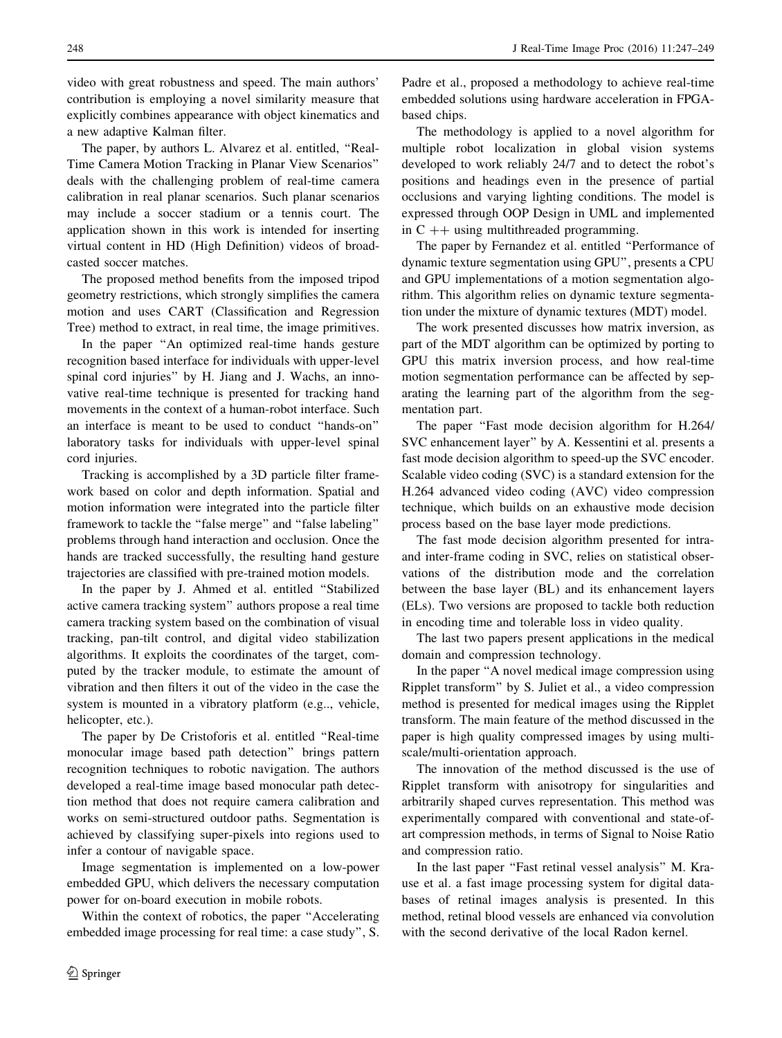video with great robustness and speed. The main authors' contribution is employing a novel similarity measure that explicitly combines appearance with object kinematics and a new adaptive Kalman filter.

The paper, by authors L. Alvarez et al. entitled, "Real-Time Camera Motion Tracking in Planar View Scenarios" deals with the challenging problem of real-time camera calibration in real planar scenarios. Such planar scenarios may include a soccer stadium or a tennis court. The application shown in this work is intended for inserting virtual content in HD (High Definition) videos of broadcasted soccer matches.

The proposed method benefits from the imposed tripod geometry restrictions, which strongly simplifies the camera motion and uses CART (Classification and Regression Tree) method to extract, in real time, the image primitives.

In the paper "An optimized real-time hands gesture recognition based interface for individuals with upper-level spinal cord injuries" by H. Jiang and J. Wachs, an innovative real-time technique is presented for tracking hand movements in the context of a human-robot interface. Such an interface is meant to be used to conduct "hands-on" laboratory tasks for individuals with upper-level spinal cord injuries.

Tracking is accomplished by a 3D particle filter framework based on color and depth information. Spatial and motion information were integrated into the particle filter framework to tackle the "false merge" and "false labeling" problems through hand interaction and occlusion. Once the hands are tracked successfully, the resulting hand gesture trajectories are classified with pre-trained motion models.

In the paper by J. Ahmed et al. entitled "Stabilized active camera tracking system" authors propose a real time camera tracking system based on the combination of visual tracking, pan-tilt control, and digital video stabilization algorithms. It exploits the coordinates of the target, computed by the tracker module, to estimate the amount of vibration and then filters it out of the video in the case the system is mounted in a vibratory platform (e.g.., vehicle, helicopter, etc.).

The paper by De Cristoforis et al. entitled "Real-time monocular image based path detection" brings pattern recognition techniques to robotic navigation. The authors developed a real-time image based monocular path detection method that does not require camera calibration and works on semi-structured outdoor paths. Segmentation is achieved by classifying super-pixels into regions used to infer a contour of navigable space.

Image segmentation is implemented on a low-power embedded GPU, which delivers the necessary computation power for on-board execution in mobile robots.

Within the context of robotics, the paper "Accelerating embedded image processing for real time: a case study", S. Padre et al., proposed a methodology to achieve real-time embedded solutions using hardware acceleration in FPGA-based chips.

The methodology is applied to a novel algorithm for multiple robot localization in global vision systems developed to work reliably 24/7 and to detect the robot's positions and headings even in the presence of partial occlusions and varying lighting conditions. The model is expressed through OOP Design in UML and implemented in C ++ using multithreaded programming.

The paper by Fernandez et al. entitled "Performance of dynamic texture segmentation using GPU", presents a CPU and GPU implementations of a motion segmentation algorithm. This algorithm relies on dynamic texture segmentation under the mixture of dynamic textures (MDT) model.

The work presented discusses how matrix inversion, as part of the MDT algorithm can be optimized by porting to GPU this matrix inversion process, and how real-time motion segmentation performance can be affected by separating the learning part of the algorithm from the segmentation part.

The paper "Fast mode decision algorithm for H.264/SVC enhancement layer" by A. Kessentini et al. presents a fast mode decision algorithm to speed-up the SVC encoder. Scalable video coding (SVC) is a standard extension for the H.264 advanced video coding (AVC) video compression technique, which builds on an exhaustive mode decision process based on the base layer mode predictions.

The fast mode decision algorithm presented for intra- and inter-frame coding in SVC, relies on statistical observations of the distribution mode and the correlation between the base layer (BL) and its enhancement layers (ELs). Two versions are proposed to tackle both reduction in encoding time and tolerable loss in video quality.

The last two papers present applications in the medical domain and compression technology.

In the paper "A novel medical image compression using Ripplet transform" by S. Juliet et al., a video compression method is presented for medical images using the Ripplet transform. The main feature of the method discussed in the paper is high quality compressed images by using multi-scale/multi-orientation approach.

The innovation of the method discussed is the use of Ripplet transform with anisotropy for singularities and arbitrarily shaped curves representation. This method was experimentally compared with conventional and state-of-art compression methods, in terms of Signal to Noise Ratio and compression ratio.

In the last paper "Fast retinal vessel analysis" M. Krause et al. a fast image processing system for digital databases of retinal images analysis is presented. In this method, retinal blood vessels are enhanced via convolution with the second derivative of the local Radon kernel.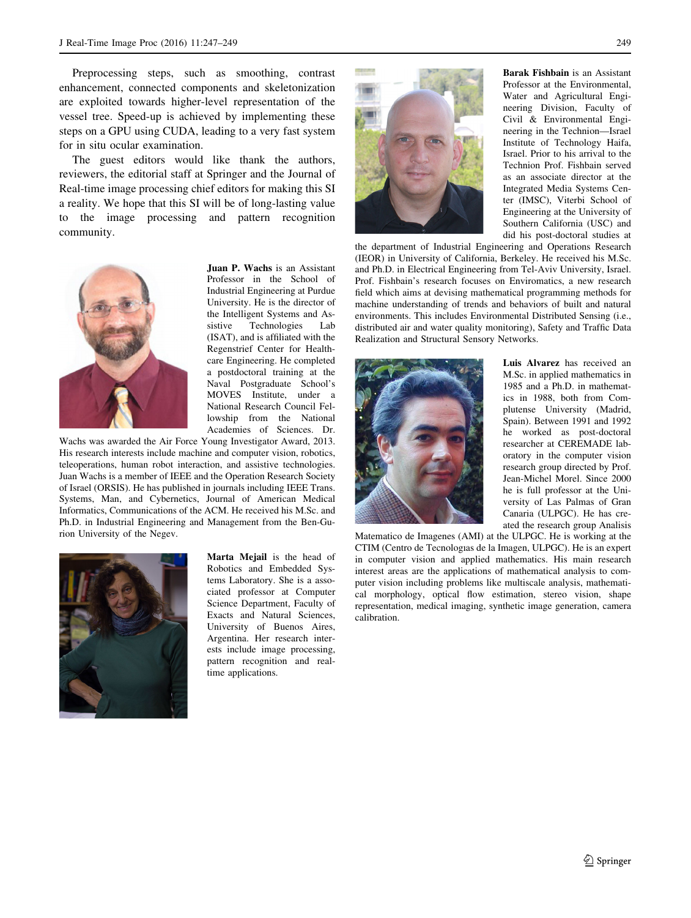Preprocessing steps, such as smoothing, contrast enhancement, connected components and skeletonization are exploited towards higher-level representation of the vessel tree. Speed-up is achieved by implementing these steps on a GPU using CUDA, leading to a very fast system for in situ ocular examination.

The guest editors would like thank the authors, reviewers, the editorial staff at Springer and the Journal of Real-time image processing chief editors for making this SI a reality. We hope that this SI will be of long-lasting value to the image processing and pattern recognition community.

**Juan P. Wachs** is an Assistant Professor in the School of Industrial Engineering at Purdue University. He is the director of the Intelligent Systems and Assistive Technologies Lab (ISAT), and is affiliated with the Regenstrief Center for Healthcare Engineering. He completed a postdoctoral training at the Naval Postgraduate School's MOVES Institute, under a National Research Council Fellowship from the National Academies of Sciences. Dr. Wachs was awarded the Air Force Young Investigator Award, 2013. His research interests include machine and computer vision, robotics, teleoperations, human robot interaction, and assistive technologies. Juan Wachs is a member of IEEE and the Operation Research Society of Israel (ORSIS). He has published in journals including IEEE Trans. Systems, Man, and Cybernetics, Journal of American Medical Informatics, Communications of the ACM. He received his M.Sc. and Ph.D. in Industrial Engineering and Management from the Ben-Gurion University of the Negev.

**Marta Mejail** is the head of Robotics and Embedded Systems Laboratory. She is a associated professor at Computer Science Department, Faculty of Exacts and Natural Sciences, University of Buenos Aires, Argentina. Her research interests include image processing, pattern recognition and real-time applications.

**Barak Fishbain** is an Assistant Professor at the Environmental, Water and Agricultural Engineering Division, Faculty of Civil & Environmental Engineering in the Technion—Israel Institute of Technology Haifa, Israel. Prior to his arrival to the Technion Prof. Fishbain served as an associate director at the Integrated Media Systems Center (IMSC), Viterbi School of Engineering at the University of Southern California (USC) and did his post-doctoral studies at the department of Industrial Engineering and Operations Research (IEOR) in University of California, Berkeley. He received his M.Sc. and Ph.D. in Electrical Engineering from Tel-Aviv University, Israel. Prof. Fishbain's research focuses on Enviromatics, a new research field which aims at devising mathematical programming methods for machine understanding of trends and behaviors of built and natural environments. This includes Environmental Distributed Sensing (i.e., distributed air and water quality monitoring), Safety and Traffic Data Realization and Structural Sensory Networks.

**Luis Alvarez** has received an M.Sc. in applied mathematics in 1985 and a Ph.D. in mathematics in 1988, both from Complutense University (Madrid, Spain). Between 1991 and 1992 he worked as post-doctoral researcher at CEREMADE laboratory in the computer vision research group directed by Prof. Jean-Michel Morel. Since 2000 he is full professor at the University of Las Palmas of Gran Canaria (ULPGC). He has created the research group Analisis Matematico de Imagenes (AMI) at the ULPGC. He is working at the CTIM (Centro de Tecnologıas de la Imagen, ULPGC). He is an expert in computer vision and applied mathematics. His main research interest areas are the applications of mathematical analysis to computer vision including problems like multiscale analysis, mathematical morphology, optical flow estimation, stereo vision, shape representation, medical imaging, synthetic image generation, camera calibration.